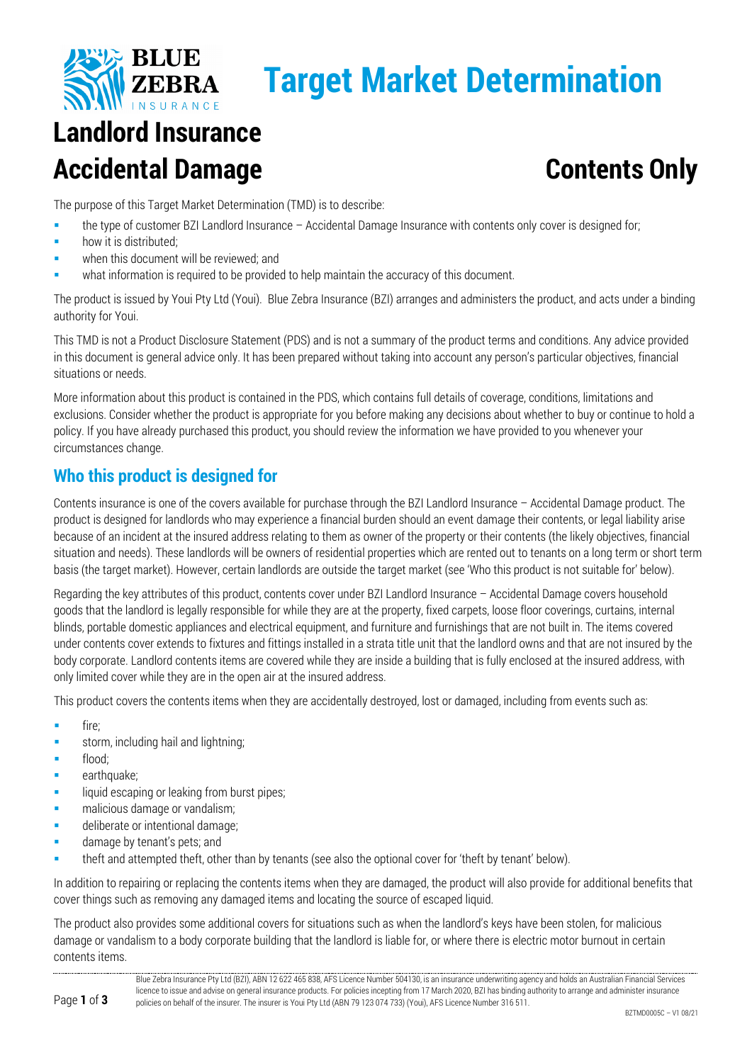# Target Market Determination

# Landlord Insurance Accidental Damage

# Contents Only

The purpose of this Target Market Determination (TMD) is to describe:

- the type of customer BZI Landlord Insurance – Accidental Damage Insurance with contents only cover is designed for;
- how it is distributed;
- when this document will be reviewed; and
- what information is required to be provided to help maintain the accuracy of this document.

The product is issued by Youi Pty Ltd (Youi). Blue Zebra Insurance (BZI) arranges and administers the product, and acts under a binding authority for Youi.

This TMD is not a Product Disclosure Statement (PDS) and is not a summary of the product terms and conditions. Any advice provided in this document is general advice only. It has been prepared without taking into account any person's particular objectives, financial situations or needs.

More information about this product is contained in the PDS, which contains full details of coverage, conditions, limitations and exclusions. Consider whether the product is appropriate for you before making any decisions about whether to buy or continue to hold a policy. If you have already purchased this product, you should review the information we have provided to you whenever your circumstances change.

## Who this product is designed for

Contents insurance is one of the covers available for purchase through the BZI Landlord Insurance – Accidental Damage product. The product is designed for landlords who may experience a financial burden should an event damage their contents, or legal liability arise because of an incident at the insured address relating to them as owner of the property or their contents (the likely objectives, financial situation and needs). These landlords will be owners of residential properties which are rented out to tenants on a long term or short term basis (the target market). However, certain landlords are outside the target market (see 'Who this product is not suitable for' below).

Regarding the key attributes of this product, contents cover under BZI Landlord Insurance – Accidental Damage covers household goods that the landlord is legally responsible for while they are at the property, fixed carpets, loose floor coverings, curtains, internal blinds, portable domestic appliances and electrical equipment, and furniture and furnishings that are not built in. The items covered under contents cover extends to fixtures and fittings installed in a strata title unit that the landlord owns and that are not insured by the body corporate. Landlord contents items are covered while they are inside a building that is fully enclosed at the insured address, with only limited cover while they are in the open air at the insured address.

This product covers the contents items when they are accidentally destroyed, lost or damaged, including from events such as:

- fire;
- storm, including hail and lightning;
- flood;
- earthquake;
- liquid escaping or leaking from burst pipes;
- malicious damage or vandalism;
- deliberate or intentional damage;
- damage by tenant's pets; and
- theft and attempted theft, other than by tenants (see also the optional cover for 'theft by tenant' below).

In addition to repairing or replacing the contents items when they are damaged, the product will also provide for additional benefits that cover things such as removing any damaged items and locating the source of escaped liquid.

The product also provides some additional covers for situations such as when the landlord's keys have been stolen, for malicious damage or vandalism to a body corporate building that the landlord is liable for, or where there is electric motor burnout in certain contents items.

Blue Zebra Insurance Pty Ltd (BZI), ABN 12 622 465 838, AFS Licence Number 504130, is an insurance underwriting agency and holds an Australian Financial Services licence to issue and advise on general insurance products. For policies incepting from 17 March 2020, BZI has binding authority to arrange and administer insurance policies on behalf of the insurer. The insurer is Youi Pty Ltd (ABN 79 123 074 733) (Youi), AFS Licence Number 316 511.

BZTMD0005C – V1 08/21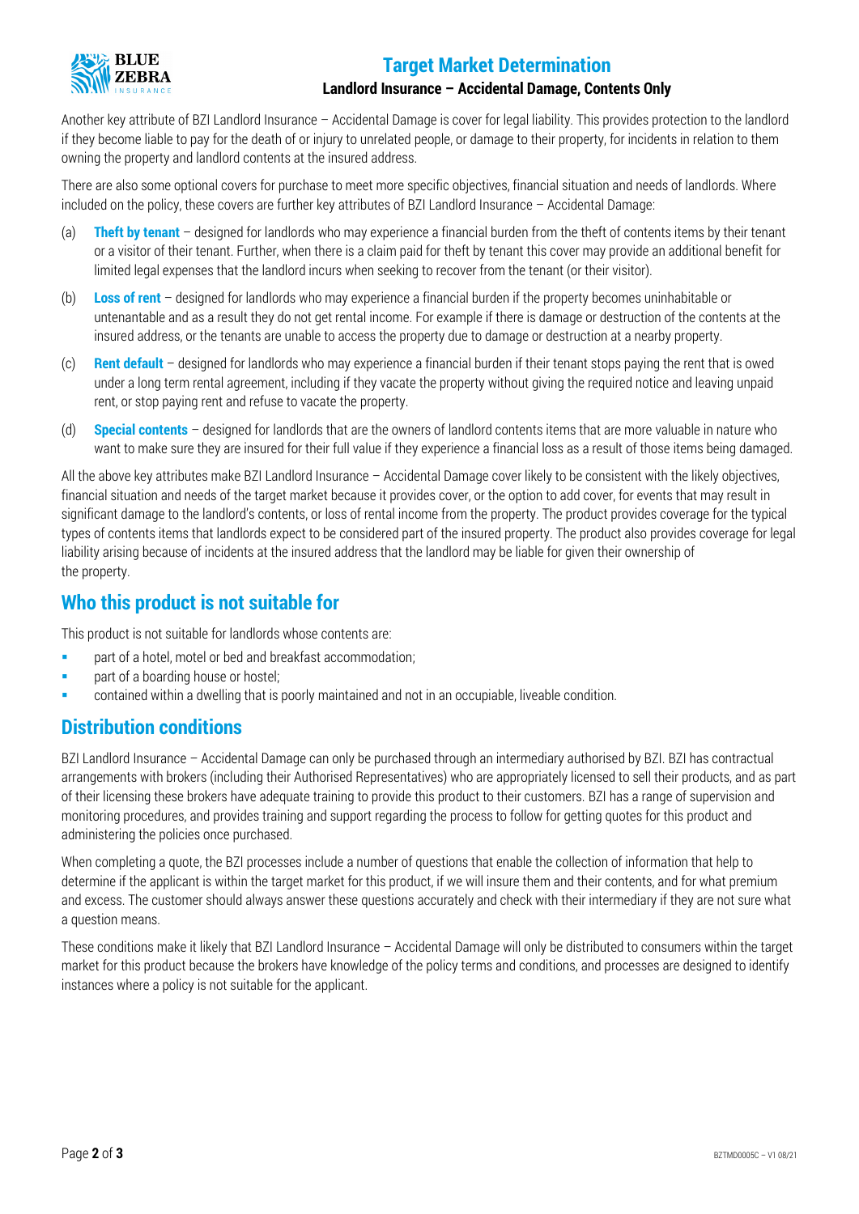Another key attribute of BZI Landlord Insurance – Accidental Damage is cover for legal liability. This provides protection to the landlord if they become liable to pay for the death of or injury to unrelated people, or damage to their property, for incidents in relation to them owning the property and landlord contents at the insured address.

There are also some optional covers for purchase to meet more specific objectives, financial situation and needs of landlords. Where included on the policy, these covers are further key attributes of BZI Landlord Insurance – Accidental Damage:

(a) **Theft by tenant** – designed for landlords who may experience a financial burden from the theft of contents items by their tenant or a visitor of their tenant. Further, when there is a claim paid for theft by tenant this cover may provide an additional benefit for limited legal expenses that the landlord incurs when seeking to recover from the tenant (or their visitor).

(b) **Loss of rent** – designed for landlords who may experience a financial burden if the property becomes uninhabitable or untenantable and as a result they do not get rental income. For example if there is damage or destruction of the contents at the insured address, or the tenants are unable to access the property due to damage or destruction at a nearby property.

(c) **Rent default** – designed for landlords who may experience a financial burden if their tenant stops paying the rent that is owed under a long term rental agreement, including if they vacate the property without giving the required notice and leaving unpaid rent, or stop paying rent and refuse to vacate the property.

(d) **Special contents** – designed for landlords that are the owners of landlord contents items that are more valuable in nature who want to make sure they are insured for their full value if they experience a financial loss as a result of those items being damaged.

All the above key attributes make BZI Landlord Insurance – Accidental Damage cover likely to be consistent with the likely objectives, financial situation and needs of the target market because it provides cover, or the option to add cover, for events that may result in significant damage to the landlord's contents, or loss of rental income from the property. The product provides coverage for the typical types of contents items that landlords expect to be considered part of the insured property. The product also provides coverage for legal liability arising because of incidents at the insured address that the landlord may be liable for given their ownership of the property.

## Who this product is not suitable for

This product is not suitable for landlords whose contents are:

- part of a hotel, motel or bed and breakfast accommodation;
- part of a boarding house or hostel;
- contained within a dwelling that is poorly maintained and not in an occupiable, liveable condition.

## Distribution conditions

BZI Landlord Insurance – Accidental Damage can only be purchased through an intermediary authorised by BZI. BZI has contractual arrangements with brokers (including their Authorised Representatives) who are appropriately licensed to sell their products, and as part of their licensing these brokers have adequate training to provide this product to their customers. BZI has a range of supervision and monitoring procedures, and provides training and support regarding the process to follow for getting quotes for this product and administering the policies once purchased.

When completing a quote, the BZI processes include a number of questions that enable the collection of information that help to determine if the applicant is within the target market for this product, if we will insure them and their contents, and for what premium and excess. The customer should always answer these questions accurately and check with their intermediary if they are not sure what a question means.

These conditions make it likely that BZI Landlord Insurance – Accidental Damage will only be distributed to consumers within the target market for this product because the brokers have knowledge of the policy terms and conditions, and processes are designed to identify instances where a policy is not suitable for the applicant.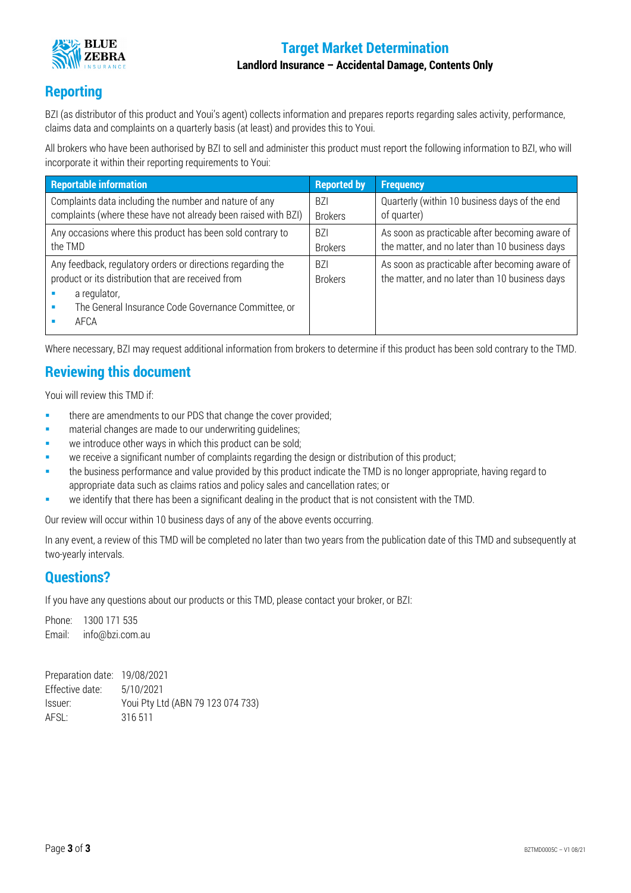## Reporting

BZI (as distributor of this product and Youi's agent) collects information and prepares reports regarding sales activity, performance, claims data and complaints on a quarterly basis (at least) and provides this to Youi.

All brokers who have been authorised by BZI to sell and administer this product must report the following information to BZI, who will incorporate it within their reporting requirements to Youi:

| Reportable information | Reported by | Frequency |
|---|---|---|
| Complaints data including the number and nature of any complaints (where these have not already been raised with BZI) | BZI<br>Brokers | Quarterly (within 10 business days of the end of quarter) |
| Any occasions where this product has been sold contrary to the TMD | BZI<br>Brokers | As soon as practicable after becoming aware of the matter, and no later than 10 business days |
| Any feedback, regulatory orders or directions regarding the product or its distribution that are received from<br>▪ a regulator,<br>▪ The General Insurance Code Governance Committee, or<br>▪ AFCA | BZI<br>Brokers | As soon as practicable after becoming aware of the matter, and no later than 10 business days |

Where necessary, BZI may request additional information from brokers to determine if this product has been sold contrary to the TMD.

## Reviewing this document

Youi will review this TMD if:

- there are amendments to our PDS that change the cover provided;
- material changes are made to our underwriting guidelines;
- we introduce other ways in which this product can be sold;
- we receive a significant number of complaints regarding the design or distribution of this product;
- the business performance and value provided by this product indicate the TMD is no longer appropriate, having regard to appropriate data such as claims ratios and policy sales and cancellation rates; or
- we identify that there has been a significant dealing in the product that is not consistent with the TMD.

Our review will occur within 10 business days of any of the above events occurring.

In any event, a review of this TMD will be completed no later than two years from the publication date of this TMD and subsequently at two-yearly intervals.

## Questions?

If you have any questions about our products or this TMD, please contact your broker, or BZI:

Phone: 1300 171 535
Email: info@bzi.com.au

Preparation date: 19/08/2021
Effective date: 5/10/2021
Issuer: Youi Pty Ltd (ABN 79 123 074 733)
AFSL: 316 511

BZTMD0005C – V1 08/21